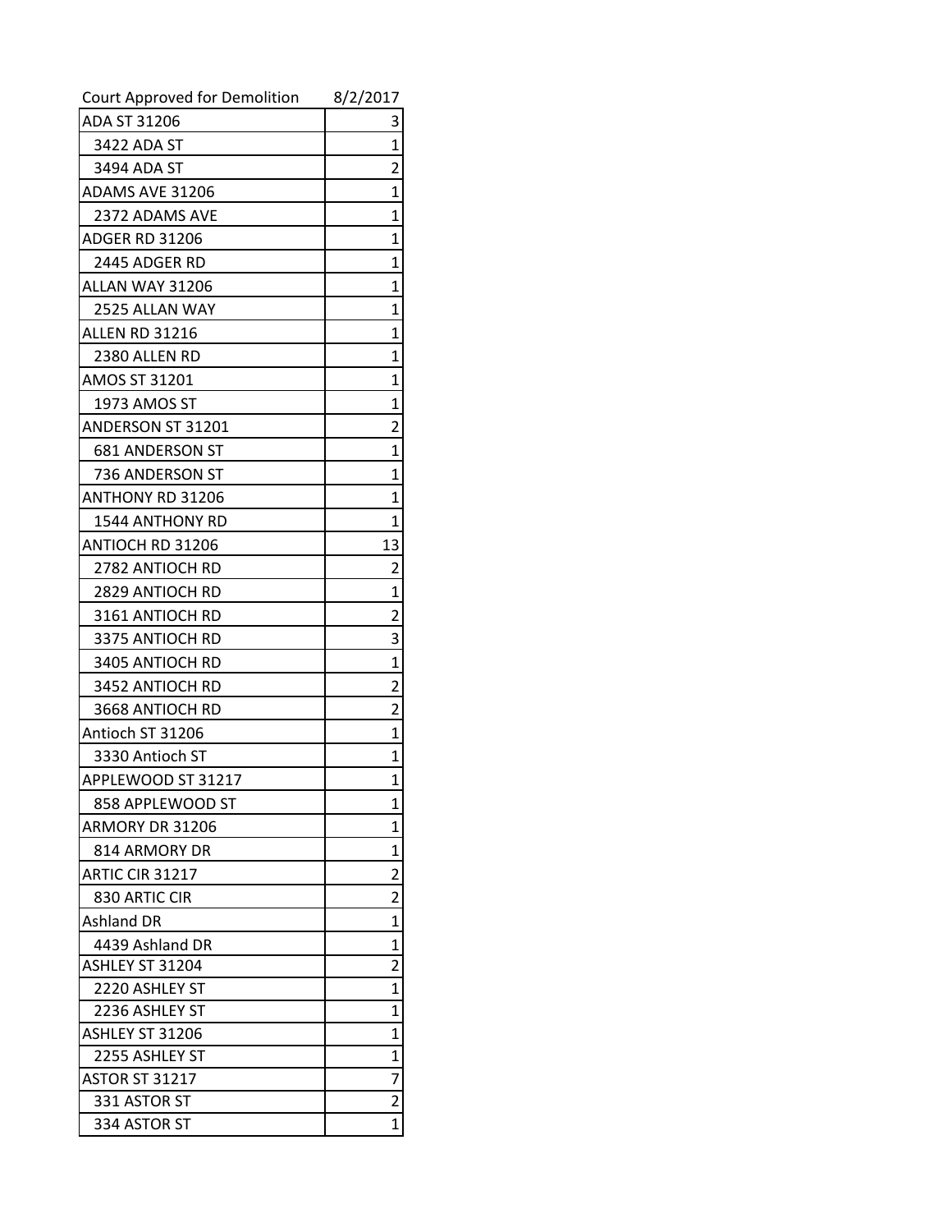| Court Approved for Demolition | 8/2/2017 |
|---|---|
| ADA ST 31206 | 3 |
| 3422 ADA ST | 1 |
| 3494 ADA ST | 2 |
| ADAMS AVE 31206 | 1 |
| 2372 ADAMS AVE | 1 |
| ADGER RD 31206 | 1 |
| 2445 ADGER RD | 1 |
| ALLAN WAY 31206 | 1 |
| 2525 ALLAN WAY | 1 |
| ALLEN RD 31216 | 1 |
| 2380 ALLEN RD | 1 |
| AMOS ST 31201 | 1 |
| 1973 AMOS ST | 1 |
| ANDERSON ST 31201 | 2 |
| 681 ANDERSON ST | 1 |
| 736 ANDERSON ST | 1 |
| ANTHONY RD 31206 | 1 |
| 1544 ANTHONY RD | 1 |
| ANTIOCH RD 31206 | 13 |
| 2782 ANTIOCH RD | 2 |
| 2829 ANTIOCH RD | 1 |
| 3161 ANTIOCH RD | 2 |
| 3375 ANTIOCH RD | 3 |
| 3405 ANTIOCH RD | 1 |
| 3452 ANTIOCH RD | 2 |
| 3668 ANTIOCH RD | 2 |
| Antioch ST 31206 | 1 |
| 3330 Antioch ST | 1 |
| APPLEWOOD ST 31217 | 1 |
| 858 APPLEWOOD ST | 1 |
| ARMORY DR 31206 | 1 |
| 814 ARMORY DR | 1 |
| ARTIC CIR 31217 | 2 |
| 830 ARTIC CIR | 2 |
| Ashland DR | 1 |
| 4439 Ashland DR | 1 |
| ASHLEY ST 31204 | 2 |
| 2220 ASHLEY ST | 1 |
| 2236 ASHLEY ST | 1 |
| ASHLEY ST 31206 | 1 |
| 2255 ASHLEY ST | 1 |
| ASTOR ST 31217 | 7 |
| 331 ASTOR ST | 2 |
| 334 ASTOR ST | 1 |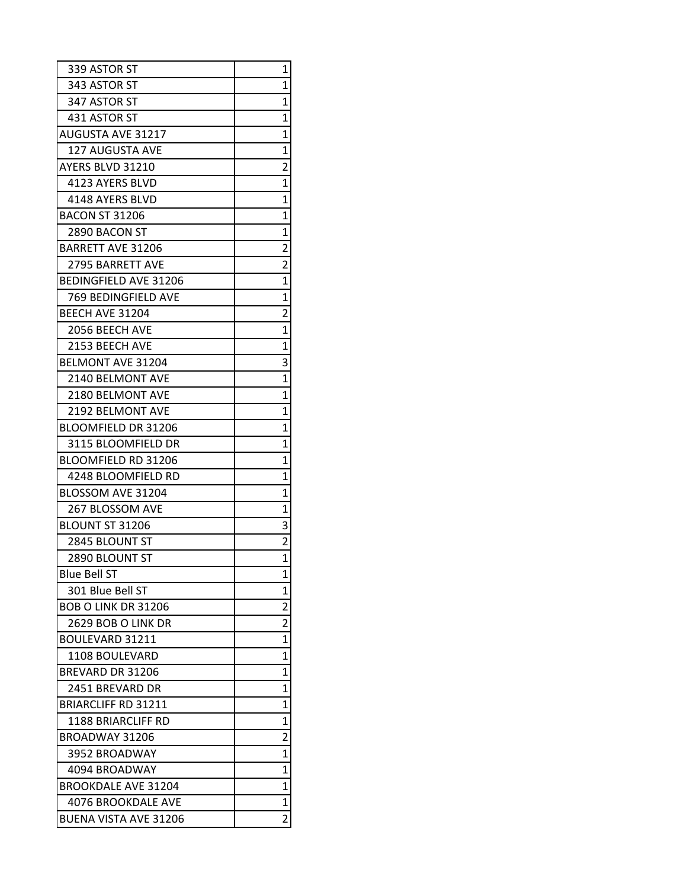| | |
|---|---|
| 339 ASTOR ST | 1 |
| 343 ASTOR ST | 1 |
| 347 ASTOR ST | 1 |
| 431 ASTOR ST | 1 |
| AUGUSTA AVE 31217 | 1 |
| 127 AUGUSTA AVE | 1 |
| AYERS BLVD 31210 | 2 |
| 4123 AYERS BLVD | 1 |
| 4148 AYERS BLVD | 1 |
| BACON ST 31206 | 1 |
| 2890 BACON ST | 1 |
| BARRETT AVE 31206 | 2 |
| 2795 BARRETT AVE | 2 |
| BEDINGFIELD AVE 31206 | 1 |
| 769 BEDINGFIELD AVE | 1 |
| BEECH AVE 31204 | 2 |
| 2056 BEECH AVE | 1 |
| 2153 BEECH AVE | 1 |
| BELMONT AVE 31204 | 3 |
| 2140 BELMONT AVE | 1 |
| 2180 BELMONT AVE | 1 |
| 2192 BELMONT AVE | 1 |
| BLOOMFIELD DR 31206 | 1 |
| 3115 BLOOMFIELD DR | 1 |
| BLOOMFIELD RD 31206 | 1 |
| 4248 BLOOMFIELD RD | 1 |
| BLOSSOM AVE 31204 | 1 |
| 267 BLOSSOM AVE | 1 |
| BLOUNT ST 31206 | 3 |
| 2845 BLOUNT ST | 2 |
| 2890 BLOUNT ST | 1 |
| Blue Bell ST | 1 |
| 301 Blue Bell ST | 1 |
| BOB O LINK DR 31206 | 2 |
| 2629 BOB O LINK DR | 2 |
| BOULEVARD 31211 | 1 |
| 1108 BOULEVARD | 1 |
| BREVARD DR 31206 | 1 |
| 2451 BREVARD DR | 1 |
| BRIARCLIFF RD 31211 | 1 |
| 1188 BRIARCLIFF RD | 1 |
| BROADWAY 31206 | 2 |
| 3952 BROADWAY | 1 |
| 4094 BROADWAY | 1 |
| BROOKDALE AVE 31204 | 1 |
| 4076 BROOKDALE AVE | 1 |
| BUENA VISTA AVE 31206 | 2 |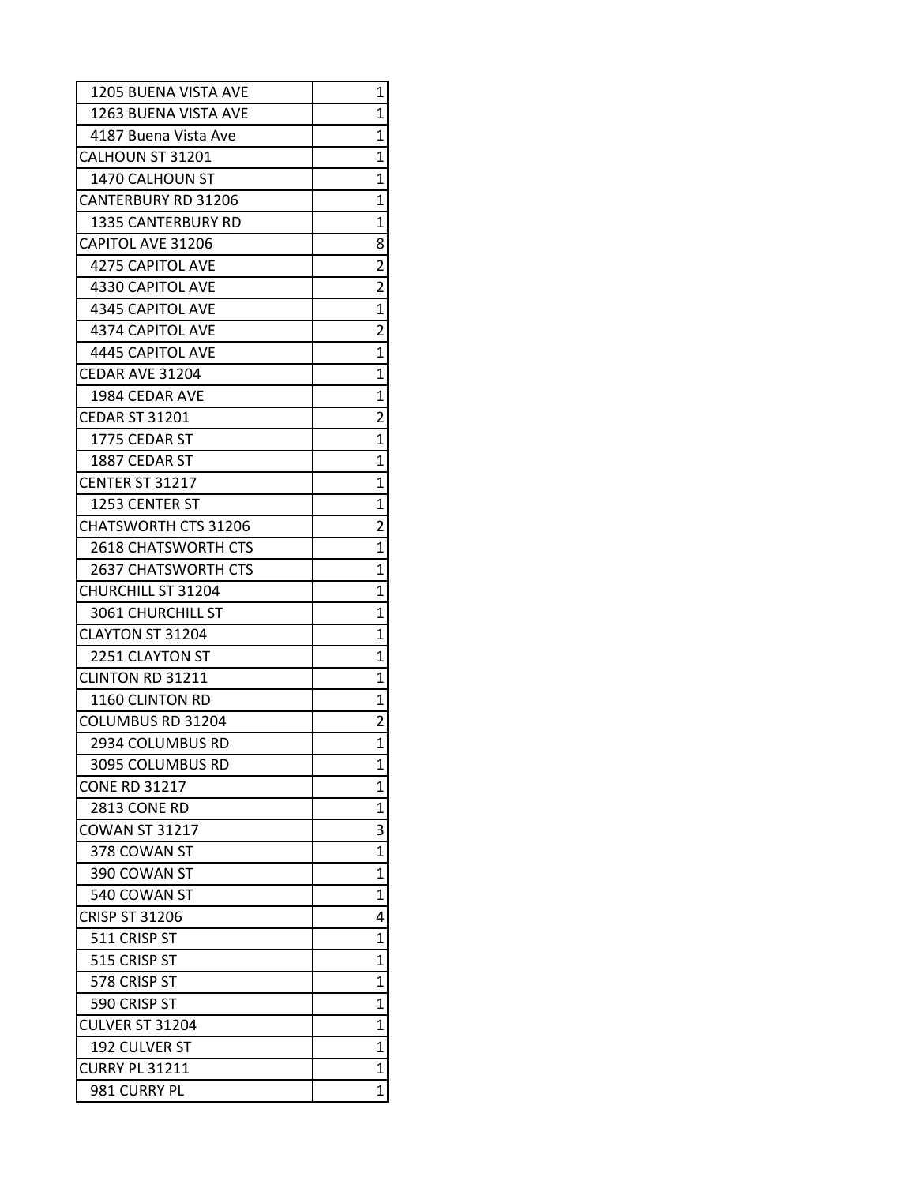| | |
|---|---|
| 1205 BUENA VISTA AVE | 1 |
| 1263 BUENA VISTA AVE | 1 |
| 4187 Buena Vista Ave | 1 |
| CALHOUN ST 31201 | 1 |
| 1470 CALHOUN ST | 1 |
| CANTERBURY RD 31206 | 1 |
| 1335 CANTERBURY RD | 1 |
| CAPITOL AVE 31206 | 8 |
| 4275 CAPITOL AVE | 2 |
| 4330 CAPITOL AVE | 2 |
| 4345 CAPITOL AVE | 1 |
| 4374 CAPITOL AVE | 2 |
| 4445 CAPITOL AVE | 1 |
| CEDAR AVE 31204 | 1 |
| 1984 CEDAR AVE | 1 |
| CEDAR ST 31201 | 2 |
| 1775 CEDAR ST | 1 |
| 1887 CEDAR ST | 1 |
| CENTER ST 31217 | 1 |
| 1253 CENTER ST | 1 |
| CHATSWORTH CTS 31206 | 2 |
| 2618 CHATSWORTH CTS | 1 |
| 2637 CHATSWORTH CTS | 1 |
| CHURCHILL ST 31204 | 1 |
| 3061 CHURCHILL ST | 1 |
| CLAYTON ST 31204 | 1 |
| 2251 CLAYTON ST | 1 |
| CLINTON RD 31211 | 1 |
| 1160 CLINTON RD | 1 |
| COLUMBUS RD 31204 | 2 |
| 2934 COLUMBUS RD | 1 |
| 3095 COLUMBUS RD | 1 |
| CONE RD 31217 | 1 |
| 2813 CONE RD | 1 |
| COWAN ST 31217 | 3 |
| 378 COWAN ST | 1 |
| 390 COWAN ST | 1 |
| 540 COWAN ST | 1 |
| CRISP ST 31206 | 4 |
| 511 CRISP ST | 1 |
| 515 CRISP ST | 1 |
| 578 CRISP ST | 1 |
| 590 CRISP ST | 1 |
| CULVER ST 31204 | 1 |
| 192 CULVER ST | 1 |
| CURRY PL 31211 | 1 |
| 981 CURRY PL | 1 |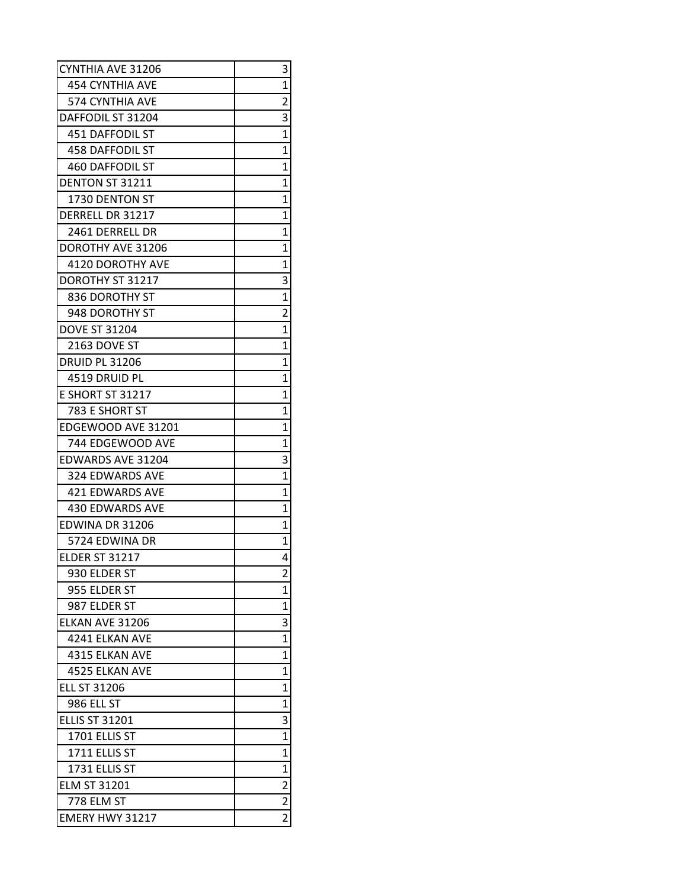| | |
|---|---|
| CYNTHIA AVE 31206 | 3 |
| 454 CYNTHIA AVE | 1 |
| 574 CYNTHIA AVE | 2 |
| DAFFODIL ST 31204 | 3 |
| 451 DAFFODIL ST | 1 |
| 458 DAFFODIL ST | 1 |
| 460 DAFFODIL ST | 1 |
| DENTON ST 31211 | 1 |
| 1730 DENTON ST | 1 |
| DERRELL DR 31217 | 1 |
| 2461 DERRELL DR | 1 |
| DOROTHY AVE 31206 | 1 |
| 4120 DOROTHY AVE | 1 |
| DOROTHY ST 31217 | 3 |
| 836 DOROTHY ST | 1 |
| 948 DOROTHY ST | 2 |
| DOVE ST 31204 | 1 |
| 2163 DOVE ST | 1 |
| DRUID PL 31206 | 1 |
| 4519 DRUID PL | 1 |
| E SHORT ST 31217 | 1 |
| 783 E SHORT ST | 1 |
| EDGEWOOD AVE 31201 | 1 |
| 744 EDGEWOOD AVE | 1 |
| EDWARDS AVE 31204 | 3 |
| 324 EDWARDS AVE | 1 |
| 421 EDWARDS AVE | 1 |
| 430 EDWARDS AVE | 1 |
| EDWINA DR 31206 | 1 |
| 5724 EDWINA DR | 1 |
| ELDER ST 31217 | 4 |
| 930 ELDER ST | 2 |
| 955 ELDER ST | 1 |
| 987 ELDER ST | 1 |
| ELKAN AVE 31206 | 3 |
| 4241 ELKAN AVE | 1 |
| 4315 ELKAN AVE | 1 |
| 4525 ELKAN AVE | 1 |
| ELL ST 31206 | 1 |
| 986 ELL ST | 1 |
| ELLIS ST 31201 | 3 |
| 1701 ELLIS ST | 1 |
| 1711 ELLIS ST | 1 |
| 1731 ELLIS ST | 1 |
| ELM ST 31201 | 2 |
| 778 ELM ST | 2 |
| EMERY HWY 31217 | 2 |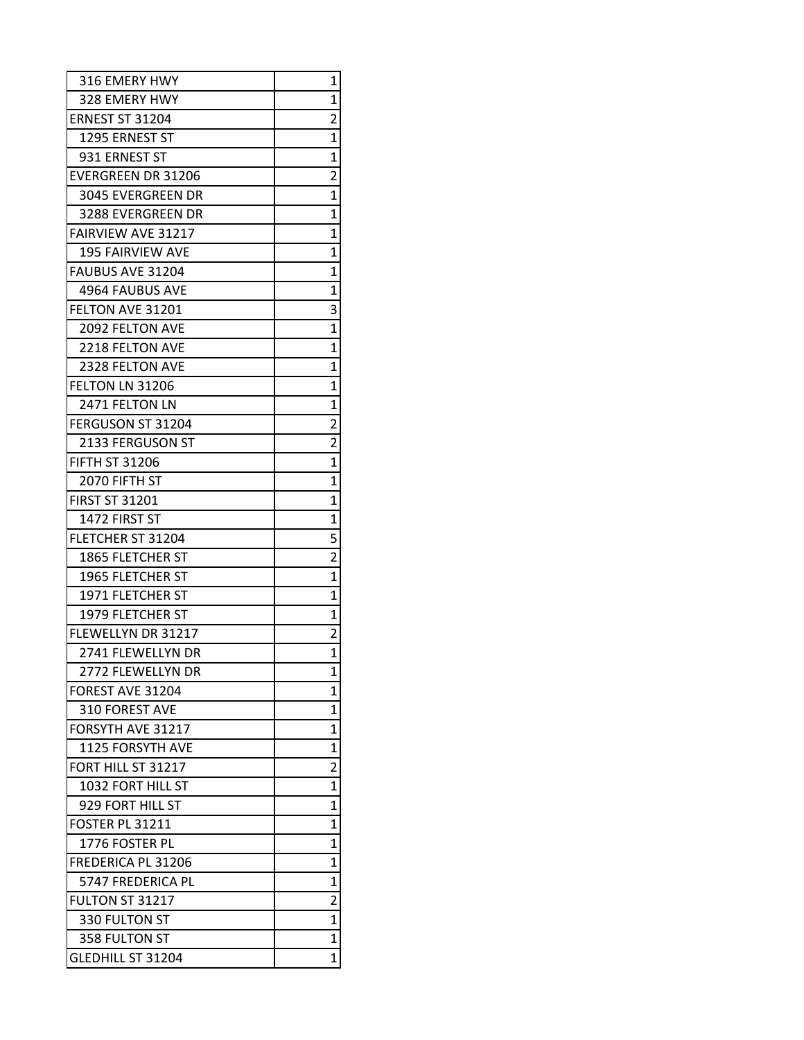| | |
|---|---|
| 316 EMERY HWY | 1 |
| 328 EMERY HWY | 1 |
| ERNEST ST 31204 | 2 |
| 1295 ERNEST ST | 1 |
| 931 ERNEST ST | 1 |
| EVERGREEN DR 31206 | 2 |
| 3045 EVERGREEN DR | 1 |
| 3288 EVERGREEN DR | 1 |
| FAIRVIEW AVE 31217 | 1 |
| 195 FAIRVIEW AVE | 1 |
| FAUBUS AVE 31204 | 1 |
| 4964 FAUBUS AVE | 1 |
| FELTON AVE 31201 | 3 |
| 2092 FELTON AVE | 1 |
| 2218 FELTON AVE | 1 |
| 2328 FELTON AVE | 1 |
| FELTON LN 31206 | 1 |
| 2471 FELTON LN | 1 |
| FERGUSON ST 31204 | 2 |
| 2133 FERGUSON ST | 2 |
| FIFTH ST 31206 | 1 |
| 2070 FIFTH ST | 1 |
| FIRST ST 31201 | 1 |
| 1472 FIRST ST | 1 |
| FLETCHER ST 31204 | 5 |
| 1865 FLETCHER ST | 2 |
| 1965 FLETCHER ST | 1 |
| 1971 FLETCHER ST | 1 |
| 1979 FLETCHER ST | 1 |
| FLEWELLYN DR 31217 | 2 |
| 2741 FLEWELLYN DR | 1 |
| 2772 FLEWELLYN DR | 1 |
| FOREST AVE 31204 | 1 |
| 310 FOREST AVE | 1 |
| FORSYTH AVE 31217 | 1 |
| 1125 FORSYTH AVE | 1 |
| FORT HILL ST 31217 | 2 |
| 1032 FORT HILL ST | 1 |
| 929 FORT HILL ST | 1 |
| FOSTER PL 31211 | 1 |
| 1776 FOSTER PL | 1 |
| FREDERICA PL 31206 | 1 |
| 5747 FREDERICA PL | 1 |
| FULTON ST 31217 | 2 |
| 330 FULTON ST | 1 |
| 358 FULTON ST | 1 |
| GLEDHILL ST 31204 | 1 |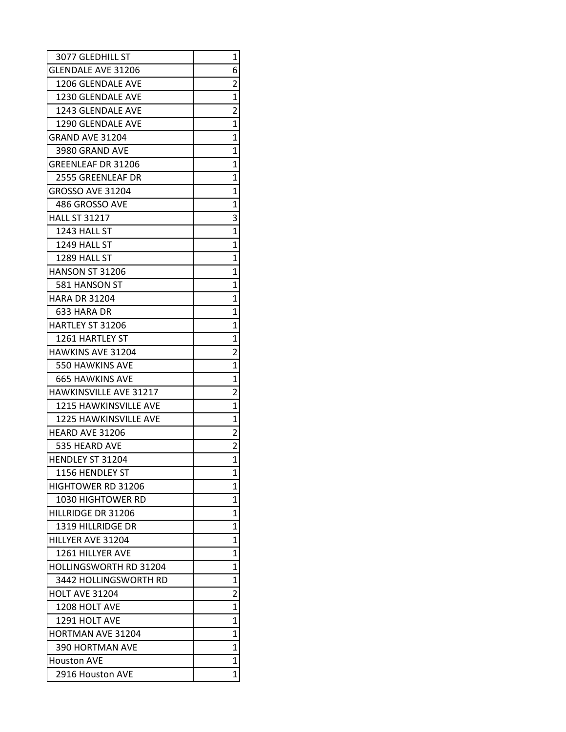| 3077 GLEDHILL ST | 1 |
|---|---|
| GLENDALE AVE 31206 | 6 |
| 1206 GLENDALE AVE | 2 |
| 1230 GLENDALE AVE | 1 |
| 1243 GLENDALE AVE | 2 |
| 1290 GLENDALE AVE | 1 |
| GRAND AVE 31204 | 1 |
| 3980 GRAND AVE | 1 |
| GREENLEAF DR 31206 | 1 |
| 2555 GREENLEAF DR | 1 |
| GROSSO AVE 31204 | 1 |
| 486 GROSSO AVE | 1 |
| HALL ST 31217 | 3 |
| 1243 HALL ST | 1 |
| 1249 HALL ST | 1 |
| 1289 HALL ST | 1 |
| HANSON ST 31206 | 1 |
| 581 HANSON ST | 1 |
| HARA DR 31204 | 1 |
| 633 HARA DR | 1 |
| HARTLEY ST 31206 | 1 |
| 1261 HARTLEY ST | 1 |
| HAWKINS AVE 31204 | 2 |
| 550 HAWKINS AVE | 1 |
| 665 HAWKINS AVE | 1 |
| HAWKINSVILLE AVE 31217 | 2 |
| 1215 HAWKINSVILLE AVE | 1 |
| 1225 HAWKINSVILLE AVE | 1 |
| HEARD AVE 31206 | 2 |
| 535 HEARD AVE | 2 |
| HENDLEY ST 31204 | 1 |
| 1156 HENDLEY ST | 1 |
| HIGHTOWER RD 31206 | 1 |
| 1030 HIGHTOWER RD | 1 |
| HILLRIDGE DR 31206 | 1 |
| 1319 HILLRIDGE DR | 1 |
| HILLYER AVE 31204 | 1 |
| 1261 HILLYER AVE | 1 |
| HOLLINGSWORTH RD 31204 | 1 |
| 3442 HOLLINGSWORTH RD | 1 |
| HOLT AVE 31204 | 2 |
| 1208 HOLT AVE | 1 |
| 1291 HOLT AVE | 1 |
| HORTMAN AVE 31204 | 1 |
| 390 HORTMAN AVE | 1 |
| Houston AVE | 1 |
| 2916 Houston AVE | 1 |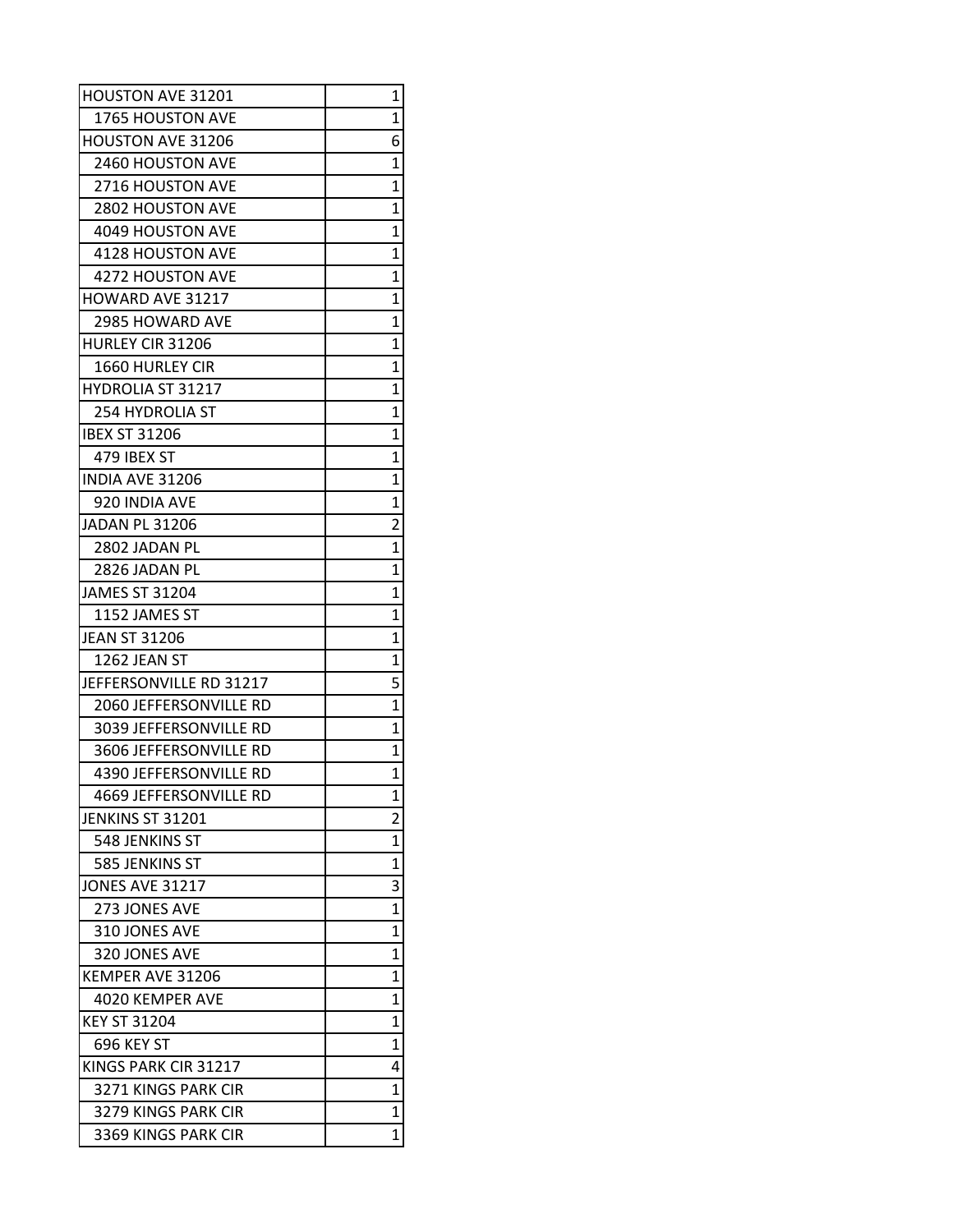| | |
|---|---|
| HOUSTON AVE 31201 | 1 |
| 1765 HOUSTON AVE | 1 |
| HOUSTON AVE 31206 | 6 |
| 2460 HOUSTON AVE | 1 |
| 2716 HOUSTON AVE | 1 |
| 2802 HOUSTON AVE | 1 |
| 4049 HOUSTON AVE | 1 |
| 4128 HOUSTON AVE | 1 |
| 4272 HOUSTON AVE | 1 |
| HOWARD AVE 31217 | 1 |
| 2985 HOWARD AVE | 1 |
| HURLEY CIR 31206 | 1 |
| 1660 HURLEY CIR | 1 |
| HYDROLIA ST 31217 | 1 |
| 254 HYDROLIA ST | 1 |
| IBEX ST 31206 | 1 |
| 479 IBEX ST | 1 |
| INDIA AVE 31206 | 1 |
| 920 INDIA AVE | 1 |
| JADAN PL 31206 | 2 |
| 2802 JADAN PL | 1 |
| 2826 JADAN PL | 1 |
| JAMES ST 31204 | 1 |
| 1152 JAMES ST | 1 |
| JEAN ST 31206 | 1 |
| 1262 JEAN ST | 1 |
| JEFFERSONVILLE RD 31217 | 5 |
| 2060 JEFFERSONVILLE RD | 1 |
| 3039 JEFFERSONVILLE RD | 1 |
| 3606 JEFFERSONVILLE RD | 1 |
| 4390 JEFFERSONVILLE RD | 1 |
| 4669 JEFFERSONVILLE RD | 1 |
| JENKINS ST 31201 | 2 |
| 548 JENKINS ST | 1 |
| 585 JENKINS ST | 1 |
| JONES AVE 31217 | 3 |
| 273 JONES AVE | 1 |
| 310 JONES AVE | 1 |
| 320 JONES AVE | 1 |
| KEMPER AVE 31206 | 1 |
| 4020 KEMPER AVE | 1 |
| KEY ST 31204 | 1 |
| 696 KEY ST | 1 |
| KINGS PARK CIR 31217 | 4 |
| 3271 KINGS PARK CIR | 1 |
| 3279 KINGS PARK CIR | 1 |
| 3369 KINGS PARK CIR | 1 |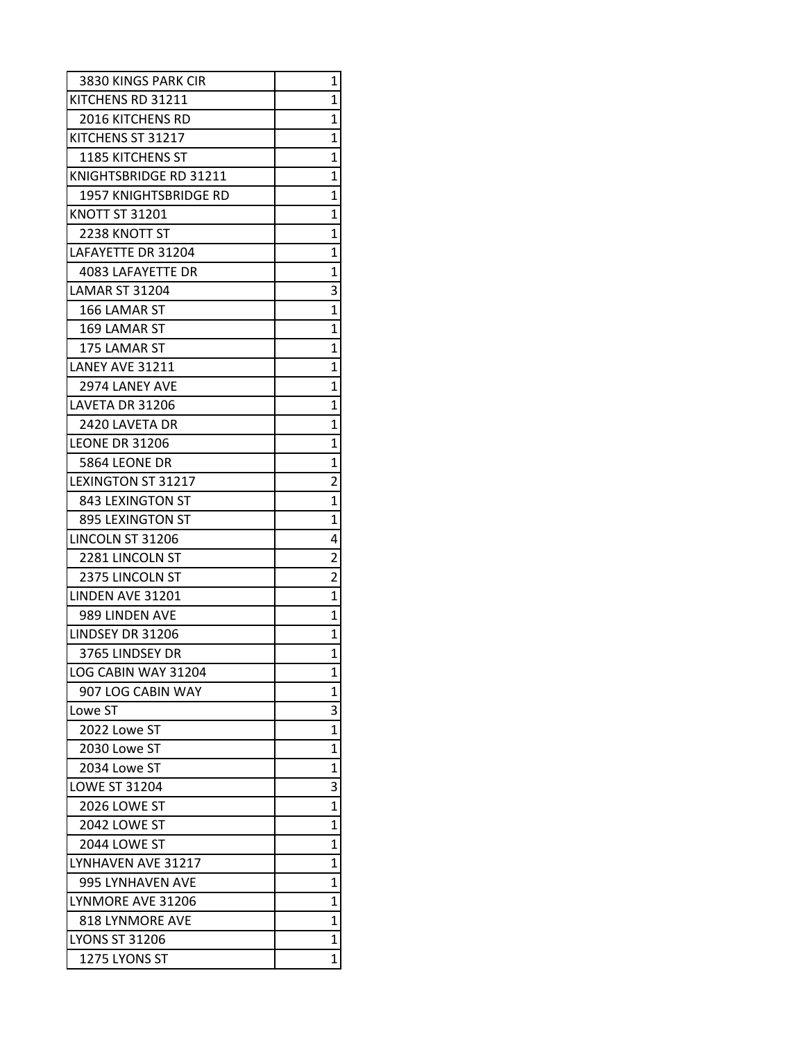| | |
|---|---|
| 3830 KINGS PARK CIR | 1 |
| KITCHENS RD 31211 | 1 |
| 2016 KITCHENS RD | 1 |
| KITCHENS ST 31217 | 1 |
| 1185 KITCHENS ST | 1 |
| KNIGHTSBRIDGE RD 31211 | 1 |
| 1957 KNIGHTSBRIDGE RD | 1 |
| KNOTT ST 31201 | 1 |
| 2238 KNOTT ST | 1 |
| LAFAYETTE DR 31204 | 1 |
| 4083 LAFAYETTE DR | 1 |
| LAMAR ST 31204 | 3 |
| 166 LAMAR ST | 1 |
| 169 LAMAR ST | 1 |
| 175 LAMAR ST | 1 |
| LANEY AVE 31211 | 1 |
| 2974 LANEY AVE | 1 |
| LAVETA DR 31206 | 1 |
| 2420 LAVETA DR | 1 |
| LEONE DR 31206 | 1 |
| 5864 LEONE DR | 1 |
| LEXINGTON ST 31217 | 2 |
| 843 LEXINGTON ST | 1 |
| 895 LEXINGTON ST | 1 |
| LINCOLN ST 31206 | 4 |
| 2281 LINCOLN ST | 2 |
| 2375 LINCOLN ST | 2 |
| LINDEN AVE 31201 | 1 |
| 989 LINDEN AVE | 1 |
| LINDSEY DR 31206 | 1 |
| 3765 LINDSEY DR | 1 |
| LOG CABIN WAY 31204 | 1 |
| 907 LOG CABIN WAY | 1 |
| Lowe ST | 3 |
| 2022 Lowe ST | 1 |
| 2030 Lowe ST | 1 |
| 2034 Lowe ST | 1 |
| LOWE ST 31204 | 3 |
| 2026 LOWE ST | 1 |
| 2042 LOWE ST | 1 |
| 2044 LOWE ST | 1 |
| LYNHAVEN AVE 31217 | 1 |
| 995 LYNHAVEN AVE | 1 |
| LYNMORE AVE 31206 | 1 |
| 818 LYNMORE AVE | 1 |
| LYONS ST 31206 | 1 |
| 1275 LYONS ST | 1 |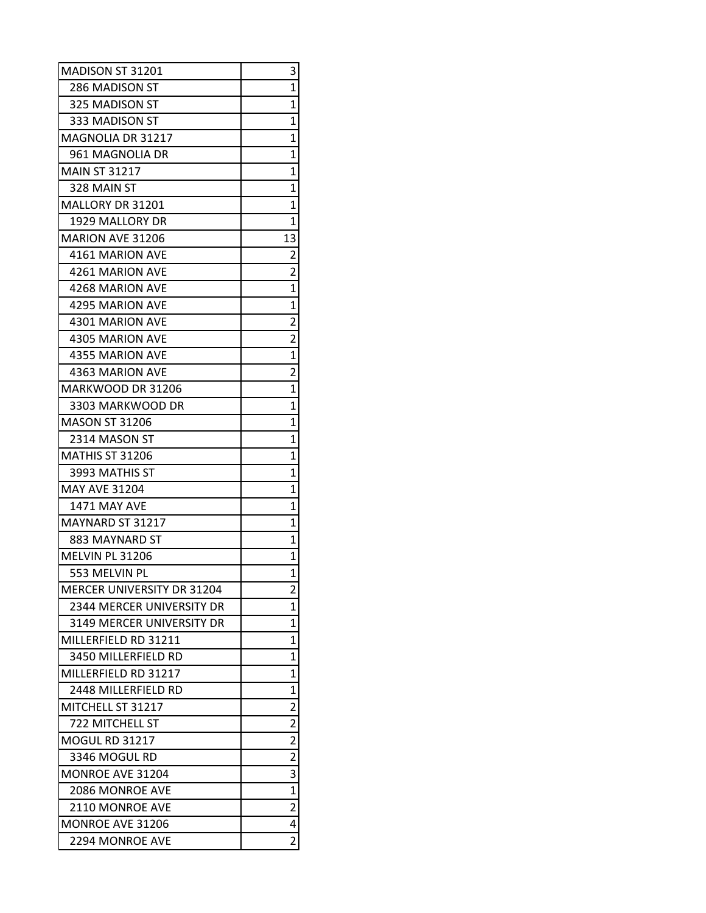| | |
|---|---|
| MADISON ST 31201 | 3 |
| 286 MADISON ST | 1 |
| 325 MADISON ST | 1 |
| 333 MADISON ST | 1 |
| MAGNOLIA DR 31217 | 1 |
| 961 MAGNOLIA DR | 1 |
| MAIN ST 31217 | 1 |
| 328 MAIN ST | 1 |
| MALLORY DR 31201 | 1 |
| 1929 MALLORY DR | 1 |
| MARION AVE 31206 | 13 |
| 4161 MARION AVE | 2 |
| 4261 MARION AVE | 2 |
| 4268 MARION AVE | 1 |
| 4295 MARION AVE | 1 |
| 4301 MARION AVE | 2 |
| 4305 MARION AVE | 2 |
| 4355 MARION AVE | 1 |
| 4363 MARION AVE | 2 |
| MARKWOOD DR 31206 | 1 |
| 3303 MARKWOOD DR | 1 |
| MASON ST 31206 | 1 |
| 2314 MASON ST | 1 |
| MATHIS ST 31206 | 1 |
| 3993 MATHIS ST | 1 |
| MAY AVE 31204 | 1 |
| 1471 MAY AVE | 1 |
| MAYNARD ST 31217 | 1 |
| 883 MAYNARD ST | 1 |
| MELVIN PL 31206 | 1 |
| 553 MELVIN PL | 1 |
| MERCER UNIVERSITY DR 31204 | 2 |
| 2344 MERCER UNIVERSITY DR | 1 |
| 3149 MERCER UNIVERSITY DR | 1 |
| MILLERFIELD RD 31211 | 1 |
| 3450 MILLERFIELD RD | 1 |
| MILLERFIELD RD 31217 | 1 |
| 2448 MILLERFIELD RD | 1 |
| MITCHELL ST 31217 | 2 |
| 722 MITCHELL ST | 2 |
| MOGUL RD 31217 | 2 |
| 3346 MOGUL RD | 2 |
| MONROE AVE 31204 | 3 |
| 2086 MONROE AVE | 1 |
| 2110 MONROE AVE | 2 |
| MONROE AVE 31206 | 4 |
| 2294 MONROE AVE | 2 |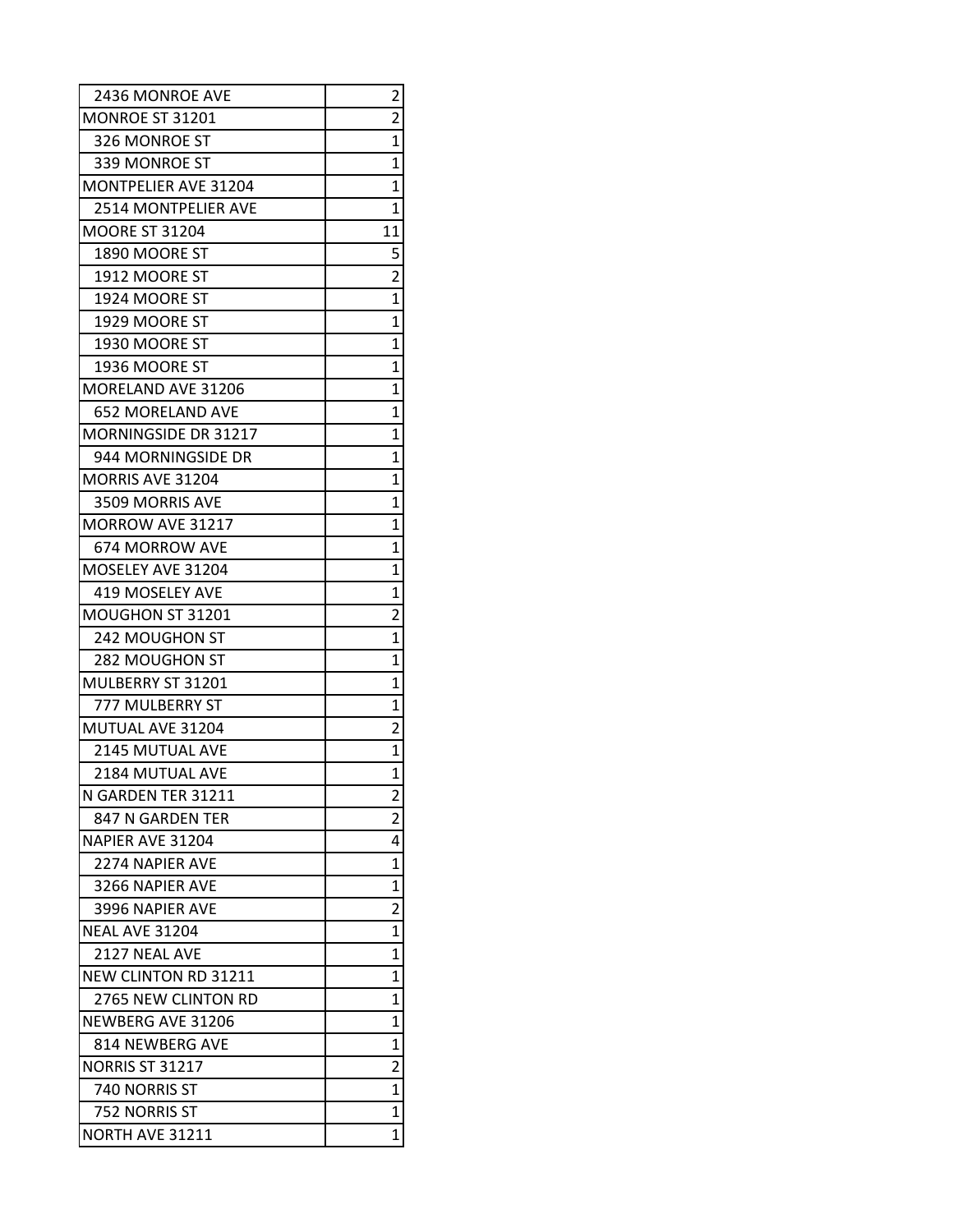| 2436 MONROE AVE | 2 |
|---|---|
| MONROE ST 31201 | 2 |
| 326 MONROE ST | 1 |
| 339 MONROE ST | 1 |
| MONTPELIER AVE 31204 | 1 |
| 2514 MONTPELIER AVE | 1 |
| MOORE ST 31204 | 11 |
| 1890 MOORE ST | 5 |
| 1912 MOORE ST | 2 |
| 1924 MOORE ST | 1 |
| 1929 MOORE ST | 1 |
| 1930 MOORE ST | 1 |
| 1936 MOORE ST | 1 |
| MORELAND AVE 31206 | 1 |
| 652 MORELAND AVE | 1 |
| MORNINGSIDE DR 31217 | 1 |
| 944 MORNINGSIDE DR | 1 |
| MORRIS AVE 31204 | 1 |
| 3509 MORRIS AVE | 1 |
| MORROW AVE 31217 | 1 |
| 674 MORROW AVE | 1 |
| MOSELEY AVE 31204 | 1 |
| 419 MOSELEY AVE | 1 |
| MOUGHON ST 31201 | 2 |
| 242 MOUGHON ST | 1 |
| 282 MOUGHON ST | 1 |
| MULBERRY ST 31201 | 1 |
| 777 MULBERRY ST | 1 |
| MUTUAL AVE 31204 | 2 |
| 2145 MUTUAL AVE | 1 |
| 2184 MUTUAL AVE | 1 |
| N GARDEN TER 31211 | 2 |
| 847 N GARDEN TER | 2 |
| NAPIER AVE 31204 | 4 |
| 2274 NAPIER AVE | 1 |
| 3266 NAPIER AVE | 1 |
| 3996 NAPIER AVE | 2 |
| NEAL AVE 31204 | 1 |
| 2127 NEAL AVE | 1 |
| NEW CLINTON RD 31211 | 1 |
| 2765 NEW CLINTON RD | 1 |
| NEWBERG AVE 31206 | 1 |
| 814 NEWBERG AVE | 1 |
| NORRIS ST 31217 | 2 |
| 740 NORRIS ST | 1 |
| 752 NORRIS ST | 1 |
| NORTH AVE 31211 | 1 |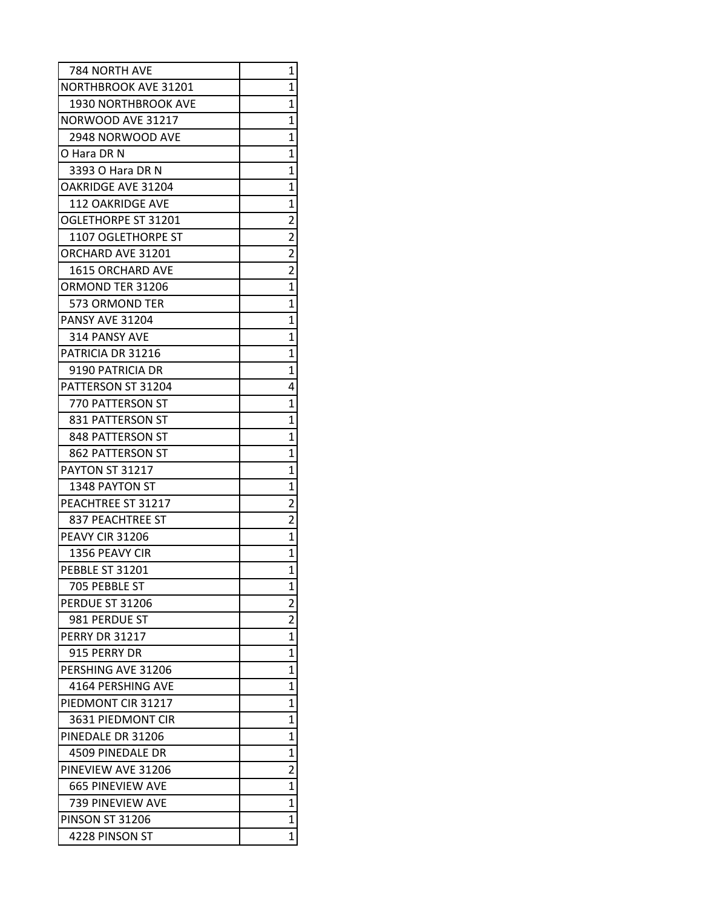| | |
|---|---|
| 784 NORTH AVE | 1 |
| NORTHBROOK AVE 31201 | 1 |
| 1930 NORTHBROOK AVE | 1 |
| NORWOOD AVE 31217 | 1 |
| 2948 NORWOOD AVE | 1 |
| O Hara DR N | 1 |
| 3393 O Hara DR N | 1 |
| OAKRIDGE AVE 31204 | 1 |
| 112 OAKRIDGE AVE | 1 |
| OGLETHORPE ST 31201 | 2 |
| 1107 OGLETHORPE ST | 2 |
| ORCHARD AVE 31201 | 2 |
| 1615 ORCHARD AVE | 2 |
| ORMOND TER 31206 | 1 |
| 573 ORMOND TER | 1 |
| PANSY AVE 31204 | 1 |
| 314 PANSY AVE | 1 |
| PATRICIA DR 31216 | 1 |
| 9190 PATRICIA DR | 1 |
| PATTERSON ST 31204 | 4 |
| 770 PATTERSON ST | 1 |
| 831 PATTERSON ST | 1 |
| 848 PATTERSON ST | 1 |
| 862 PATTERSON ST | 1 |
| PAYTON ST 31217 | 1 |
| 1348 PAYTON ST | 1 |
| PEACHTREE ST 31217 | 2 |
| 837 PEACHTREE ST | 2 |
| PEAVY CIR 31206 | 1 |
| 1356 PEAVY CIR | 1 |
| PEBBLE ST 31201 | 1 |
| 705 PEBBLE ST | 1 |
| PERDUE ST 31206 | 2 |
| 981 PERDUE ST | 2 |
| PERRY DR 31217 | 1 |
| 915 PERRY DR | 1 |
| PERSHING AVE 31206 | 1 |
| 4164 PERSHING AVE | 1 |
| PIEDMONT CIR 31217 | 1 |
| 3631 PIEDMONT CIR | 1 |
| PINEDALE DR 31206 | 1 |
| 4509 PINEDALE DR | 1 |
| PINEVIEW AVE 31206 | 2 |
| 665 PINEVIEW AVE | 1 |
| 739 PINEVIEW AVE | 1 |
| PINSON ST 31206 | 1 |
| 4228 PINSON ST | 1 |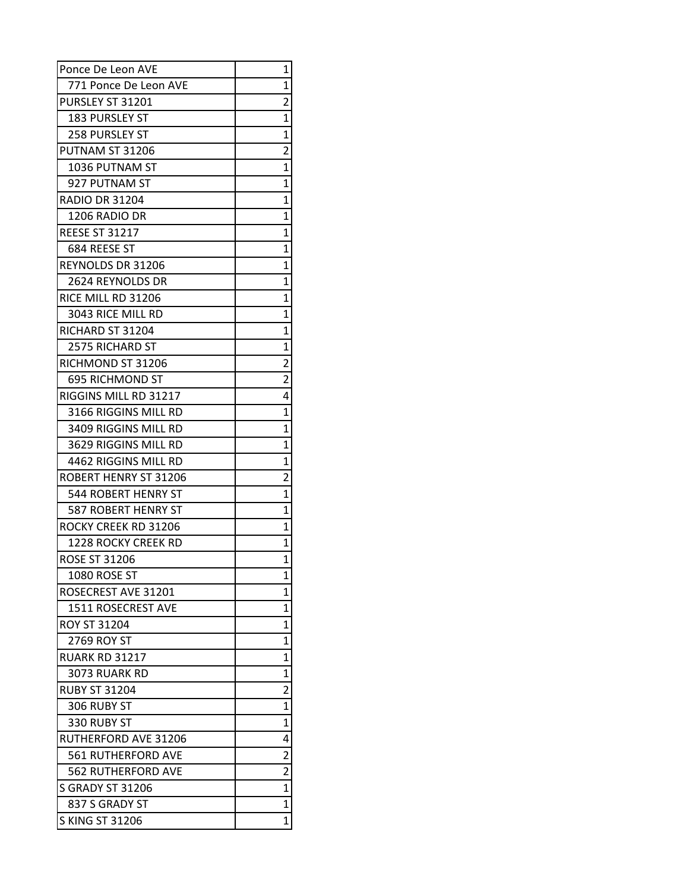| Ponce De Leon AVE | 1 |
|---|---|
| 771 Ponce De Leon AVE | 1 |
| PURSLEY ST 31201 | 2 |
| 183 PURSLEY ST | 1 |
| 258 PURSLEY ST | 1 |
| PUTNAM ST 31206 | 2 |
| 1036 PUTNAM ST | 1 |
| 927 PUTNAM ST | 1 |
| RADIO DR 31204 | 1 |
| 1206 RADIO DR | 1 |
| REESE ST 31217 | 1 |
| 684 REESE ST | 1 |
| REYNOLDS DR 31206 | 1 |
| 2624 REYNOLDS DR | 1 |
| RICE MILL RD 31206 | 1 |
| 3043 RICE MILL RD | 1 |
| RICHARD ST 31204 | 1 |
| 2575 RICHARD ST | 1 |
| RICHMOND ST 31206 | 2 |
| 695 RICHMOND ST | 2 |
| RIGGINS MILL RD 31217 | 4 |
| 3166 RIGGINS MILL RD | 1 |
| 3409 RIGGINS MILL RD | 1 |
| 3629 RIGGINS MILL RD | 1 |
| 4462 RIGGINS MILL RD | 1 |
| ROBERT HENRY ST 31206 | 2 |
| 544 ROBERT HENRY ST | 1 |
| 587 ROBERT HENRY ST | 1 |
| ROCKY CREEK RD 31206 | 1 |
| 1228 ROCKY CREEK RD | 1 |
| ROSE ST 31206 | 1 |
| 1080 ROSE ST | 1 |
| ROSECREST AVE 31201 | 1 |
| 1511 ROSECREST AVE | 1 |
| ROY ST 31204 | 1 |
| 2769 ROY ST | 1 |
| RUARK RD 31217 | 1 |
| 3073 RUARK RD | 1 |
| RUBY ST 31204 | 2 |
| 306 RUBY ST | 1 |
| 330 RUBY ST | 1 |
| RUTHERFORD AVE 31206 | 4 |
| 561 RUTHERFORD AVE | 2 |
| 562 RUTHERFORD AVE | 2 |
| S GRADY ST 31206 | 1 |
| 837 S GRADY ST | 1 |
| S KING ST 31206 | 1 |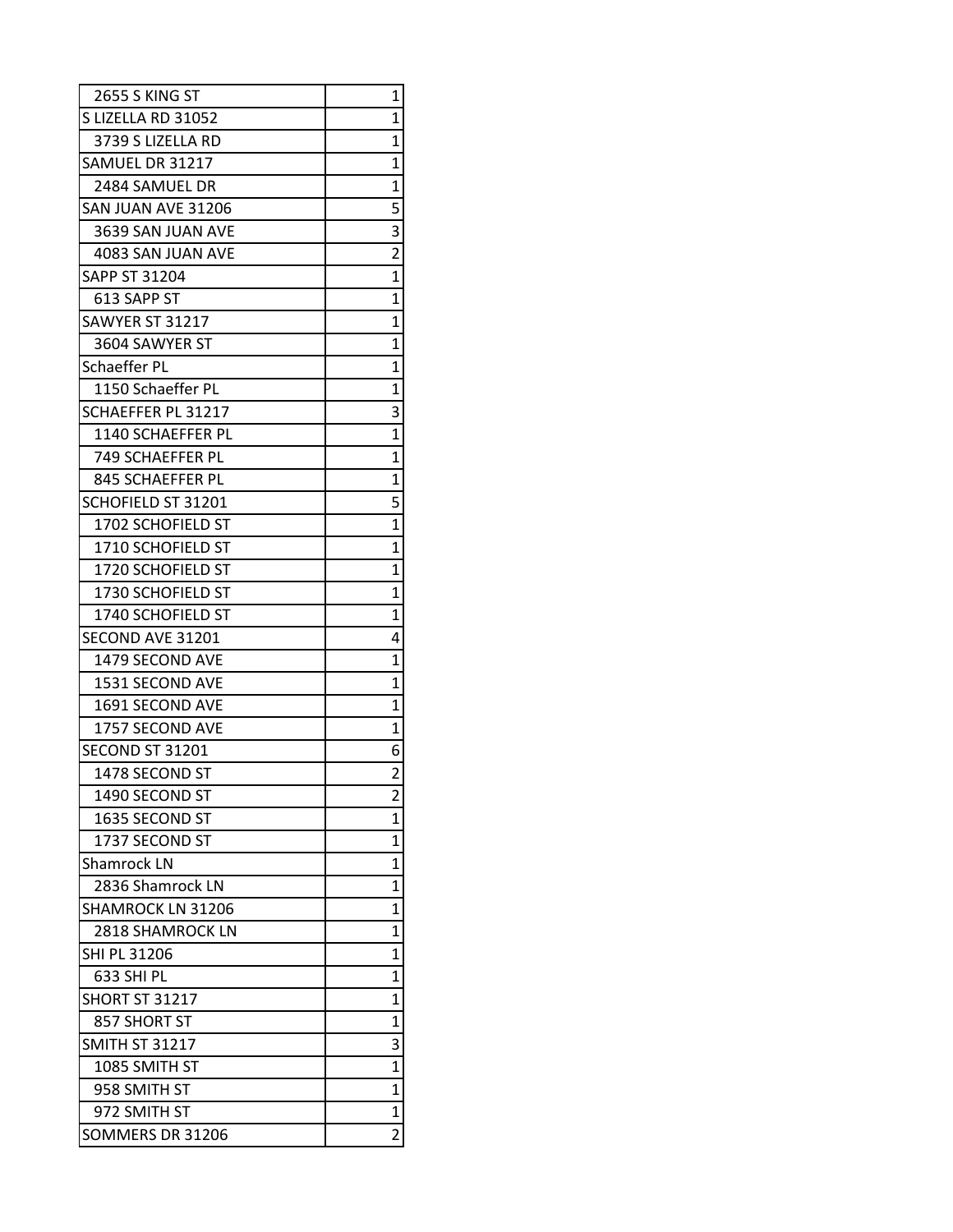| | |
|---|---|
| 2655 S KING ST | 1 |
| S LIZELLA RD 31052 | 1 |
| 3739 S LIZELLA RD | 1 |
| SAMUEL DR 31217 | 1 |
| 2484 SAMUEL DR | 1 |
| SAN JUAN AVE 31206 | 5 |
| 3639 SAN JUAN AVE | 3 |
| 4083 SAN JUAN AVE | 2 |
| SAPP ST 31204 | 1 |
| 613 SAPP ST | 1 |
| SAWYER ST 31217 | 1 |
| 3604 SAWYER ST | 1 |
| Schaeffer PL | 1 |
| 1150 Schaeffer PL | 1 |
| SCHAEFFER PL 31217 | 3 |
| 1140 SCHAEFFER PL | 1 |
| 749 SCHAEFFER PL | 1 |
| 845 SCHAEFFER PL | 1 |
| SCHOFIELD ST 31201 | 5 |
| 1702 SCHOFIELD ST | 1 |
| 1710 SCHOFIELD ST | 1 |
| 1720 SCHOFIELD ST | 1 |
| 1730 SCHOFIELD ST | 1 |
| 1740 SCHOFIELD ST | 1 |
| SECOND AVE 31201 | 4 |
| 1479 SECOND AVE | 1 |
| 1531 SECOND AVE | 1 |
| 1691 SECOND AVE | 1 |
| 1757 SECOND AVE | 1 |
| SECOND ST 31201 | 6 |
| 1478 SECOND ST | 2 |
| 1490 SECOND ST | 2 |
| 1635 SECOND ST | 1 |
| 1737 SECOND ST | 1 |
| Shamrock LN | 1 |
| 2836 Shamrock LN | 1 |
| SHAMROCK LN 31206 | 1 |
| 2818 SHAMROCK LN | 1 |
| SHI PL 31206 | 1 |
| 633 SHI PL | 1 |
| SHORT ST 31217 | 1 |
| 857 SHORT ST | 1 |
| SMITH ST 31217 | 3 |
| 1085 SMITH ST | 1 |
| 958 SMITH ST | 1 |
| 972 SMITH ST | 1 |
| SOMMERS DR 31206 | 2 |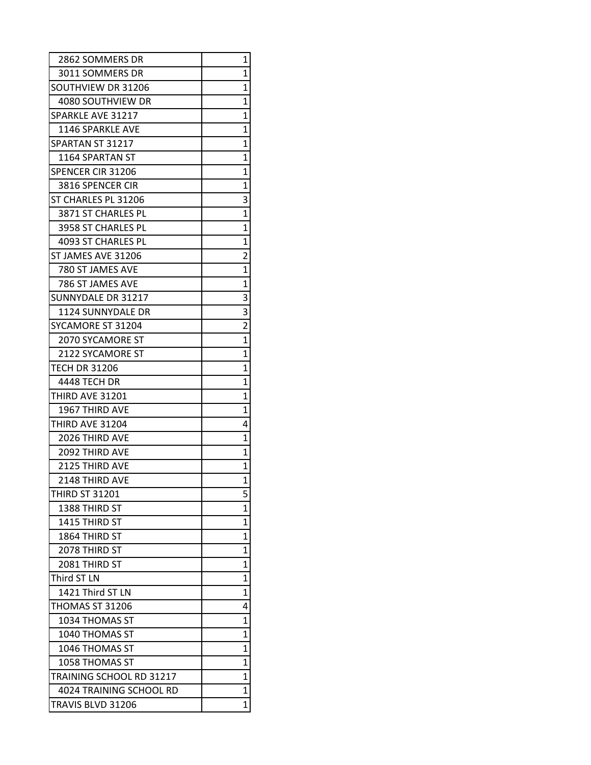| | |
|---|---|
| 2862 SOMMERS DR | 1 |
| 3011 SOMMERS DR | 1 |
| SOUTHVIEW DR 31206 | 1 |
| 4080 SOUTHVIEW DR | 1 |
| SPARKLE AVE 31217 | 1 |
| 1146 SPARKLE AVE | 1 |
| SPARTAN ST 31217 | 1 |
| 1164 SPARTAN ST | 1 |
| SPENCER CIR 31206 | 1 |
| 3816 SPENCER CIR | 1 |
| ST CHARLES PL 31206 | 3 |
| 3871 ST CHARLES PL | 1 |
| 3958 ST CHARLES PL | 1 |
| 4093 ST CHARLES PL | 1 |
| ST JAMES AVE 31206 | 2 |
| 780 ST JAMES AVE | 1 |
| 786 ST JAMES AVE | 1 |
| SUNNYDALE DR 31217 | 3 |
| 1124 SUNNYDALE DR | 3 |
| SYCAMORE ST 31204 | 2 |
| 2070 SYCAMORE ST | 1 |
| 2122 SYCAMORE ST | 1 |
| TECH DR 31206 | 1 |
| 4448 TECH DR | 1 |
| THIRD AVE 31201 | 1 |
| 1967 THIRD AVE | 1 |
| THIRD AVE 31204 | 4 |
| 2026 THIRD AVE | 1 |
| 2092 THIRD AVE | 1 |
| 2125 THIRD AVE | 1 |
| 2148 THIRD AVE | 1 |
| THIRD ST 31201 | 5 |
| 1388 THIRD ST | 1 |
| 1415 THIRD ST | 1 |
| 1864 THIRD ST | 1 |
| 2078 THIRD ST | 1 |
| 2081 THIRD ST | 1 |
| Third ST LN | 1 |
| 1421 Third ST LN | 1 |
| THOMAS ST 31206 | 4 |
| 1034 THOMAS ST | 1 |
| 1040 THOMAS ST | 1 |
| 1046 THOMAS ST | 1 |
| 1058 THOMAS ST | 1 |
| TRAINING SCHOOL RD 31217 | 1 |
| 4024 TRAINING SCHOOL RD | 1 |
| TRAVIS BLVD 31206 | 1 |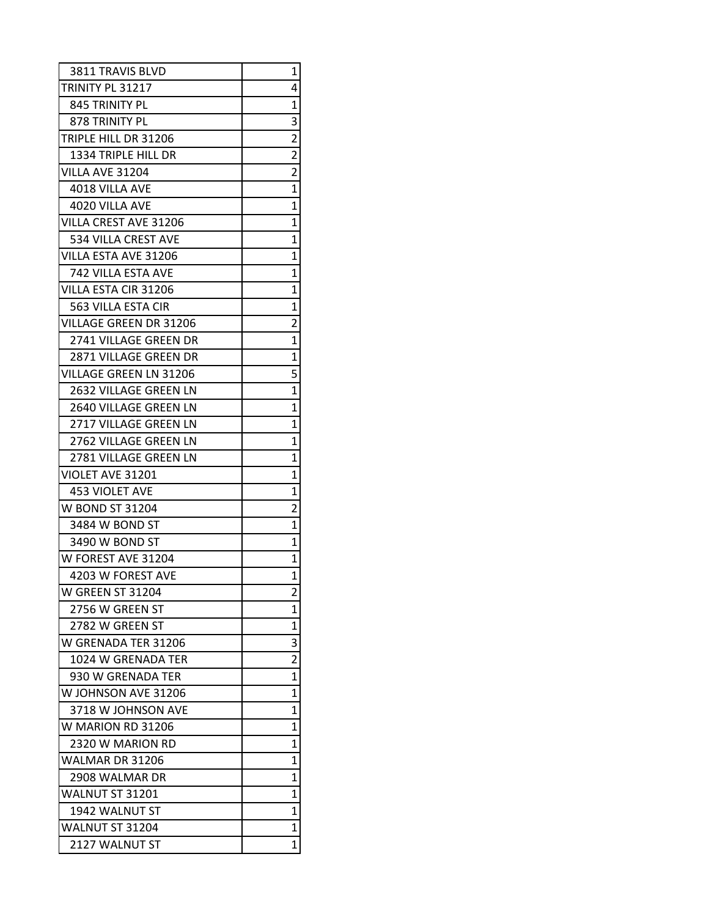| | |
|---|---|
| 3811 TRAVIS BLVD | 1 |
| TRINITY PL 31217 | 4 |
| 845 TRINITY PL | 1 |
| 878 TRINITY PL | 3 |
| TRIPLE HILL DR 31206 | 2 |
| 1334 TRIPLE HILL DR | 2 |
| VILLA AVE 31204 | 2 |
| 4018 VILLA AVE | 1 |
| 4020 VILLA AVE | 1 |
| VILLA CREST AVE 31206 | 1 |
| 534 VILLA CREST AVE | 1 |
| VILLA ESTA AVE 31206 | 1 |
| 742 VILLA ESTA AVE | 1 |
| VILLA ESTA CIR 31206 | 1 |
| 563 VILLA ESTA CIR | 1 |
| VILLAGE GREEN DR 31206 | 2 |
| 2741 VILLAGE GREEN DR | 1 |
| 2871 VILLAGE GREEN DR | 1 |
| VILLAGE GREEN LN 31206 | 5 |
| 2632 VILLAGE GREEN LN | 1 |
| 2640 VILLAGE GREEN LN | 1 |
| 2717 VILLAGE GREEN LN | 1 |
| 2762 VILLAGE GREEN LN | 1 |
| 2781 VILLAGE GREEN LN | 1 |
| VIOLET AVE 31201 | 1 |
| 453 VIOLET AVE | 1 |
| W BOND ST 31204 | 2 |
| 3484 W BOND ST | 1 |
| 3490 W BOND ST | 1 |
| W FOREST AVE 31204 | 1 |
| 4203 W FOREST AVE | 1 |
| W GREEN ST 31204 | 2 |
| 2756 W GREEN ST | 1 |
| 2782 W GREEN ST | 1 |
| W GRENADA TER 31206 | 3 |
| 1024 W GRENADA TER | 2 |
| 930 W GRENADA TER | 1 |
| W JOHNSON AVE 31206 | 1 |
| 3718 W JOHNSON AVE | 1 |
| W MARION RD 31206 | 1 |
| 2320 W MARION RD | 1 |
| WALMAR DR 31206 | 1 |
| 2908 WALMAR DR | 1 |
| WALNUT ST 31201 | 1 |
| 1942 WALNUT ST | 1 |
| WALNUT ST 31204 | 1 |
| 2127 WALNUT ST | 1 |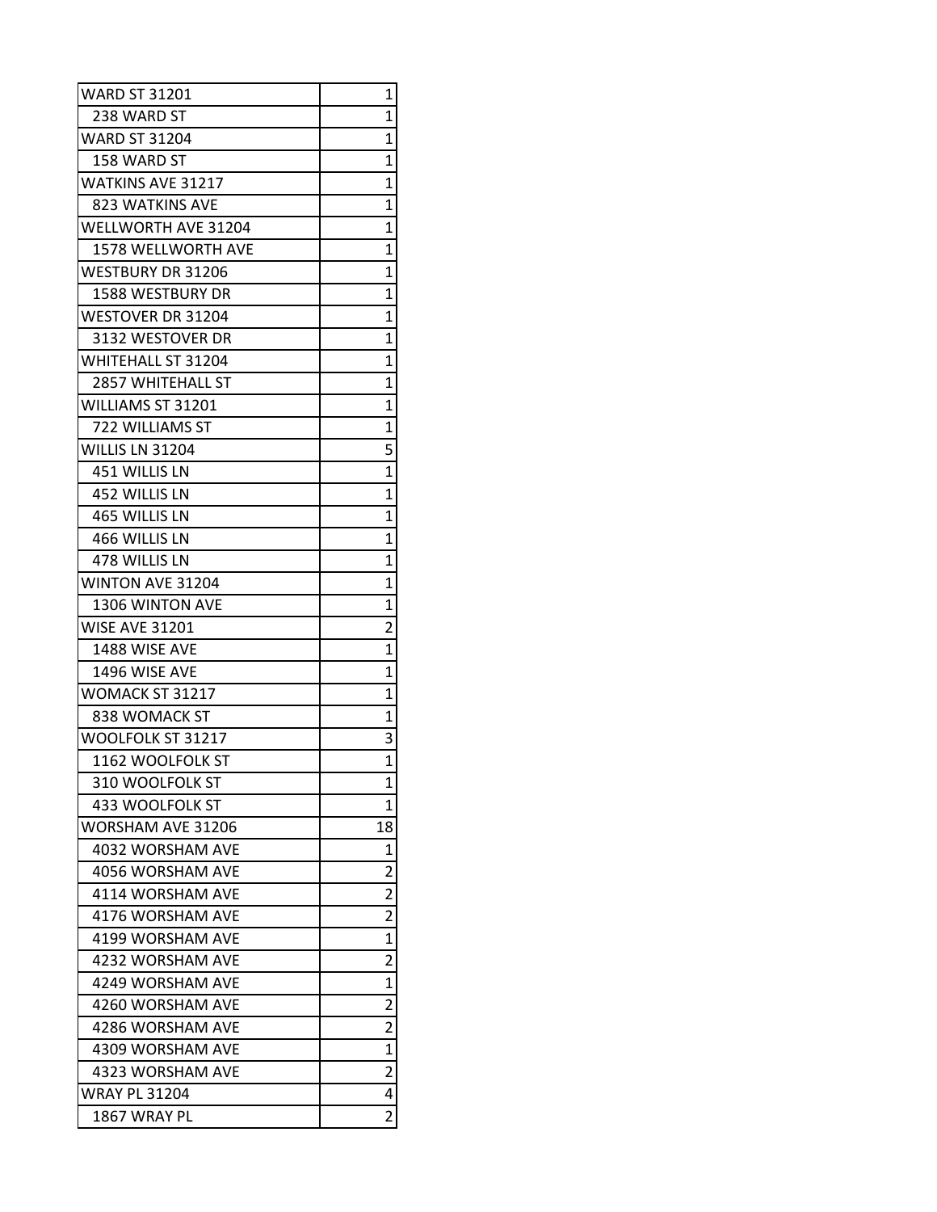| WARD ST 31201 | 1 |
|---|---|
| 238 WARD ST | 1 |
| WARD ST 31204 | 1 |
| 158 WARD ST | 1 |
| WATKINS AVE 31217 | 1 |
| 823 WATKINS AVE | 1 |
| WELLWORTH AVE 31204 | 1 |
| 1578 WELLWORTH AVE | 1 |
| WESTBURY DR 31206 | 1 |
| 1588 WESTBURY DR | 1 |
| WESTOVER DR 31204 | 1 |
| 3132 WESTOVER DR | 1 |
| WHITEHALL ST 31204 | 1 |
| 2857 WHITEHALL ST | 1 |
| WILLIAMS ST 31201 | 1 |
| 722 WILLIAMS ST | 1 |
| WILLIS LN 31204 | 5 |
| 451 WILLIS LN | 1 |
| 452 WILLIS LN | 1 |
| 465 WILLIS LN | 1 |
| 466 WILLIS LN | 1 |
| 478 WILLIS LN | 1 |
| WINTON AVE 31204 | 1 |
| 1306 WINTON AVE | 1 |
| WISE AVE 31201 | 2 |
| 1488 WISE AVE | 1 |
| 1496 WISE AVE | 1 |
| WOMACK ST 31217 | 1 |
| 838 WOMACK ST | 1 |
| WOOLFOLK ST 31217 | 3 |
| 1162 WOOLFOLK ST | 1 |
| 310 WOOLFOLK ST | 1 |
| 433 WOOLFOLK ST | 1 |
| WORSHAM AVE 31206 | 18 |
| 4032 WORSHAM AVE | 1 |
| 4056 WORSHAM AVE | 2 |
| 4114 WORSHAM AVE | 2 |
| 4176 WORSHAM AVE | 2 |
| 4199 WORSHAM AVE | 1 |
| 4232 WORSHAM AVE | 2 |
| 4249 WORSHAM AVE | 1 |
| 4260 WORSHAM AVE | 2 |
| 4286 WORSHAM AVE | 2 |
| 4309 WORSHAM AVE | 1 |
| 4323 WORSHAM AVE | 2 |
| WRAY PL 31204 | 4 |
| 1867 WRAY PL | 2 |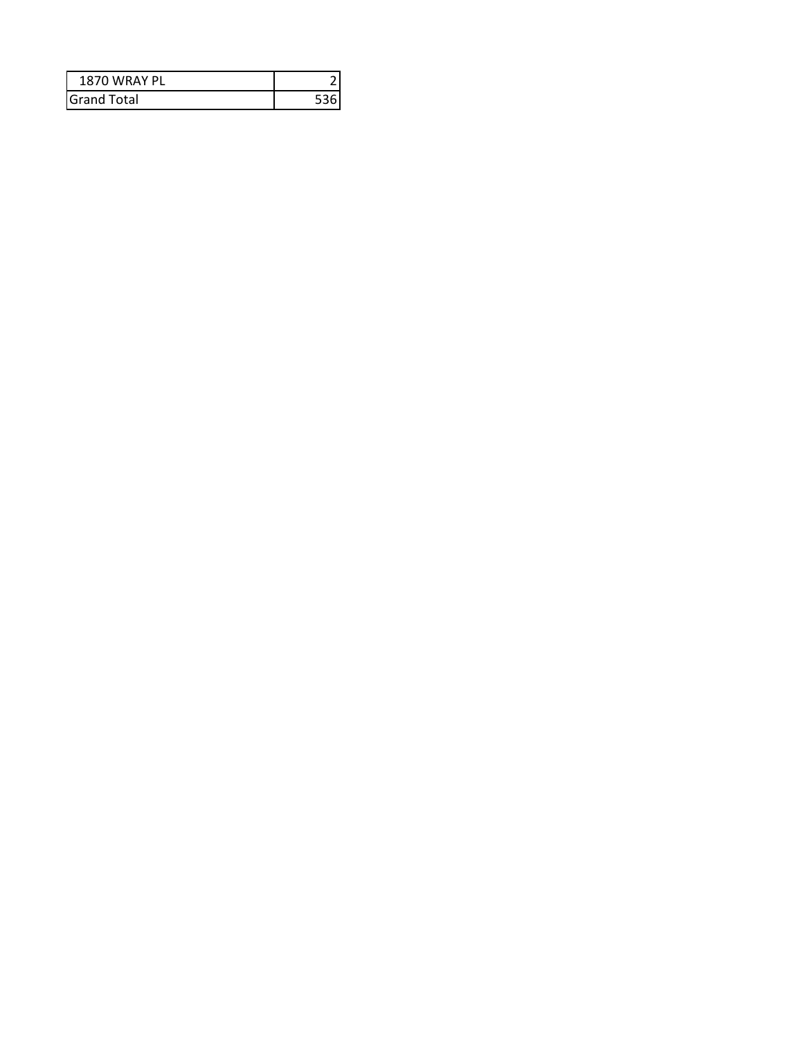| | |
|---|---|
| 1870 WRAY PL | 2 |
| Grand Total | 536 |